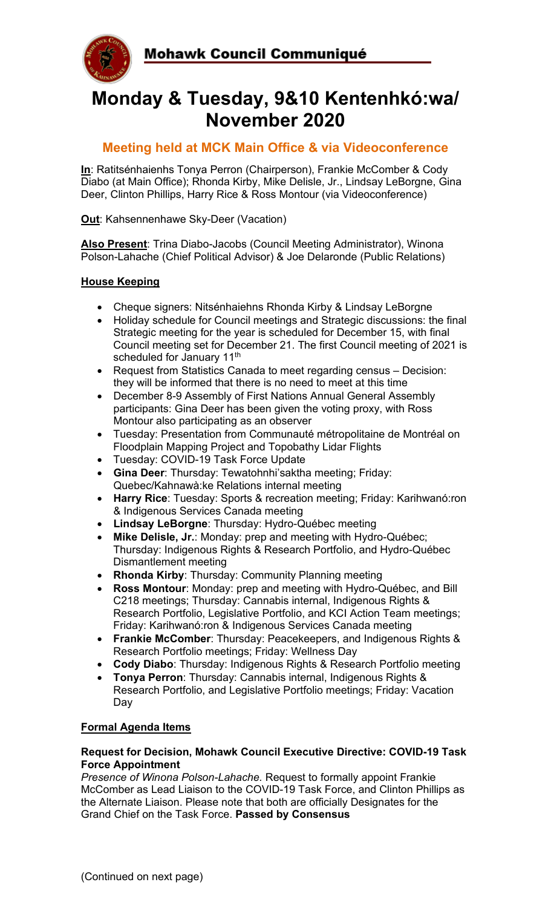## Mohawk Council Communiqué

# Monday & Tuesday, 9&10 Kentenhkó:wa/ November 2020

### Meeting held at MCK Main Office & via Videoconference

**In**: Ratitsénhaienhs Tonya Perron (Chairperson), Frankie McComber & Cody Diabo (at Main Office); Rhonda Kirby, Mike Delisle, Jr., Lindsay LeBorgne, Gina Deer, Clinton Phillips, Harry Rice & Ross Montour (via Videoconference)

**Out**: Kahsennenhawe Sky-Deer (Vacation)

**Also Present**: Trina Diabo-Jacobs (Council Meeting Administrator), Winona Polson-Lahache (Chief Political Advisor) & Joe Delaronde (Public Relations)

**House Keeping**

- Cheque signers: Nitsénhaiehns Rhonda Kirby & Lindsay LeBorgne
- Holiday schedule for Council meetings and Strategic discussions: the final Strategic meeting for the year is scheduled for December 15, with final Council meeting set for December 21. The first Council meeting of 2021 is scheduled for January 11th
- Request from Statistics Canada to meet regarding census – Decision: they will be informed that there is no need to meet at this time
- December 8-9 Assembly of First Nations Annual General Assembly participants: Gina Deer has been given the voting proxy, with Ross Montour also participating as an observer
- Tuesday: Presentation from Communauté métropolitaine de Montréal on Floodplain Mapping Project and Topobathy Lidar Flights
- Tuesday: COVID-19 Task Force Update
- **Gina Deer**: Thursday: Tewatohnhi'saktha meeting; Friday: Quebec/Kahnawà:ke Relations internal meeting
- **Harry Rice**: Tuesday: Sports & recreation meeting; Friday: Karihwanó:ron & Indigenous Services Canada meeting
- **Lindsay LeBorgne**: Thursday: Hydro-Québec meeting
- **Mike Delisle, Jr.**: Monday: prep and meeting with Hydro-Québec; Thursday: Indigenous Rights & Research Portfolio, and Hydro-Québec Dismantlement meeting
- **Rhonda Kirby**: Thursday: Community Planning meeting
- **Ross Montour**: Monday: prep and meeting with Hydro-Québec, and Bill C218 meetings; Thursday: Cannabis internal, Indigenous Rights & Research Portfolio, Legislative Portfolio, and KCI Action Team meetings; Friday: Karihwanó:ron & Indigenous Services Canada meeting
- **Frankie McComber**: Thursday: Peacekeepers, and Indigenous Rights & Research Portfolio meetings; Friday: Wellness Day
- **Cody Diabo**: Thursday: Indigenous Rights & Research Portfolio meeting
- **Tonya Perron**: Thursday: Cannabis internal, Indigenous Rights & Research Portfolio, and Legislative Portfolio meetings; Friday: Vacation Day

**Formal Agenda Items**

**Request for Decision, Mohawk Council Executive Directive: COVID-19 Task Force Appointment**
*Presence of Winona Polson-Lahache.* Request to formally appoint Frankie McComber as Lead Liaison to the COVID-19 Task Force, and Clinton Phillips as the Alternate Liaison. Please note that both are officially Designates for the Grand Chief on the Task Force. **Passed by Consensus**

(Continued on next page)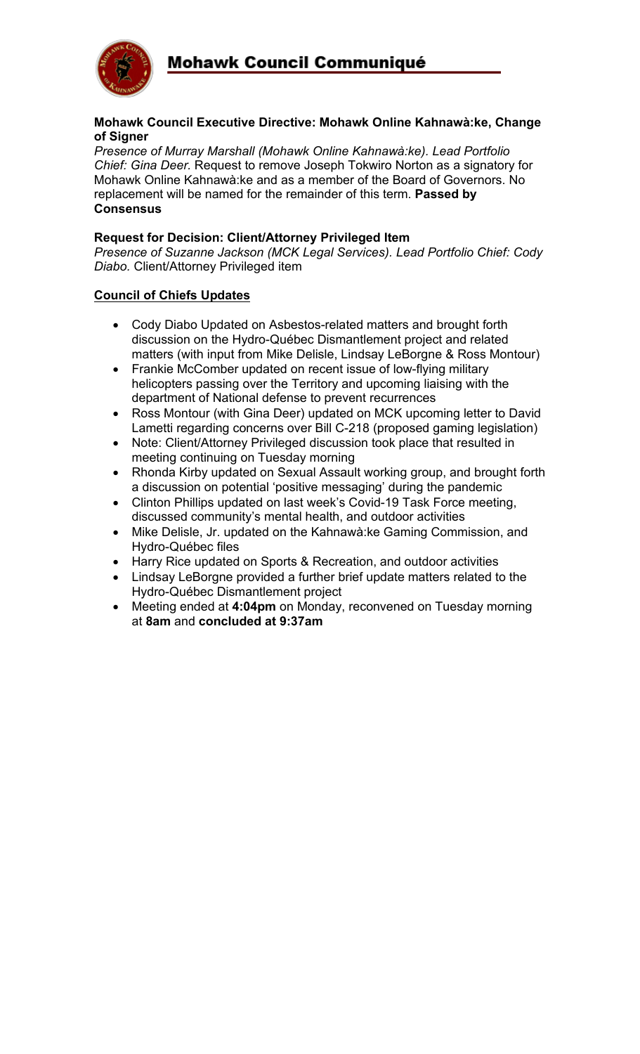**Mohawk Council Executive Directive: Mohawk Online Kahnawà:ke, Change of Signer**
*Presence of Murray Marshall (Mohawk Online Kahnawà:ke). Lead Portfolio Chief: Gina Deer.* Request to remove Joseph Tokwiro Norton as a signatory for Mohawk Online Kahnawà:ke and as a member of the Board of Governors. No replacement will be named for the remainder of this term. **Passed by Consensus**

**Request for Decision: Client/Attorney Privileged Item**
*Presence of Suzanne Jackson (MCK Legal Services). Lead Portfolio Chief: Cody Diabo.* Client/Attorney Privileged item

**Council of Chiefs Updates**

- Cody Diabo Updated on Asbestos-related matters and brought forth discussion on the Hydro-Québec Dismantlement project and related matters (with input from Mike Delisle, Lindsay LeBorgne & Ross Montour)
- Frankie McComber updated on recent issue of low-flying military helicopters passing over the Territory and upcoming liaising with the department of National defense to prevent recurrences
- Ross Montour (with Gina Deer) updated on MCK upcoming letter to David Lametti regarding concerns over Bill C-218 (proposed gaming legislation)
- Note: Client/Attorney Privileged discussion took place that resulted in meeting continuing on Tuesday morning
- Rhonda Kirby updated on Sexual Assault working group, and brought forth a discussion on potential 'positive messaging' during the pandemic
- Clinton Phillips updated on last week's Covid-19 Task Force meeting, discussed community's mental health, and outdoor activities
- Mike Delisle, Jr. updated on the Kahnawà:ke Gaming Commission, and Hydro-Québec files
- Harry Rice updated on Sports & Recreation, and outdoor activities
- Lindsay LeBorgne provided a further brief update matters related to the Hydro-Québec Dismantlement project
- Meeting ended at **4:04pm** on Monday, reconvened on Tuesday morning at **8am** and **concluded at 9:37am**